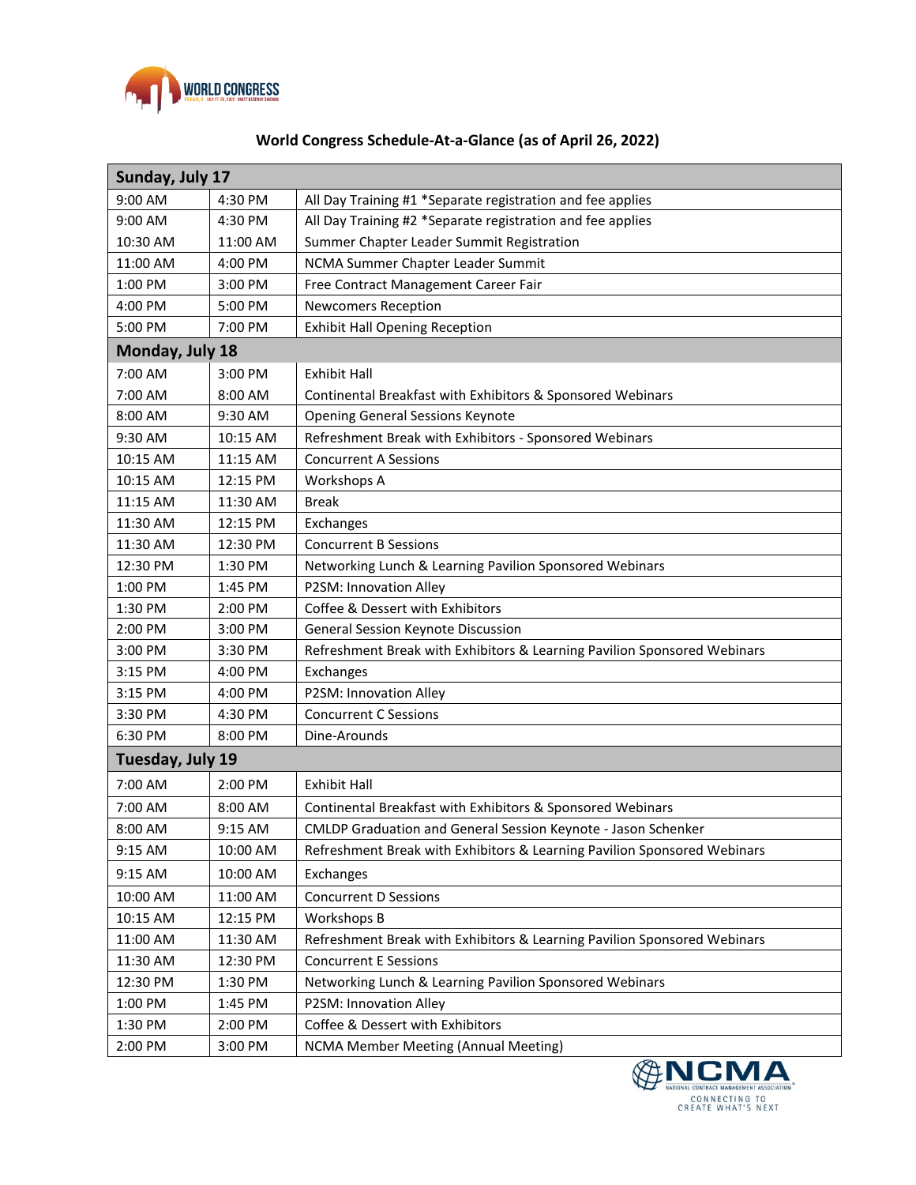# World Congress Schedule-At-a-Glance (as of April 26, 2022)

| Sunday, July 17 | | |
|---|---|---|
| 9:00 AM | 4:30 PM | All Day Training #1 *Separate registration and fee applies |
| 9:00 AM | 4:30 PM | All Day Training #2 *Separate registration and fee applies |
| 10:30 AM | 11:00 AM | Summer Chapter Leader Summit Registration |
| 11:00 AM | 4:00 PM | NCMA Summer Chapter Leader Summit |
| 1:00 PM | 3:00 PM | Free Contract Management Career Fair |
| 4:00 PM | 5:00 PM | Newcomers Reception |
| 5:00 PM | 7:00 PM | Exhibit Hall Opening Reception |
| **Monday, July 18** | | |
| 7:00 AM | 3:00 PM | Exhibit Hall |
| 7:00 AM | 8:00 AM | Continental Breakfast with Exhibitors & Sponsored Webinars |
| 8:00 AM | 9:30 AM | Opening General Sessions Keynote |
| 9:30 AM | 10:15 AM | Refreshment Break with Exhibitors - Sponsored Webinars |
| 10:15 AM | 11:15 AM | Concurrent A Sessions |
| 10:15 AM | 12:15 PM | Workshops A |
| 11:15 AM | 11:30 AM | Break |
| 11:30 AM | 12:15 PM | Exchanges |
| 11:30 AM | 12:30 PM | Concurrent B Sessions |
| 12:30 PM | 1:30 PM | Networking Lunch & Learning Pavilion Sponsored Webinars |
| 1:00 PM | 1:45 PM | P2SM: Innovation Alley |
| 1:30 PM | 2:00 PM | Coffee & Dessert with Exhibitors |
| 2:00 PM | 3:00 PM | General Session Keynote Discussion |
| 3:00 PM | 3:30 PM | Refreshment Break with Exhibitors & Learning Pavilion Sponsored Webinars |
| 3:15 PM | 4:00 PM | Exchanges |
| 3:15 PM | 4:00 PM | P2SM: Innovation Alley |
| 3:30 PM | 4:30 PM | Concurrent C Sessions |
| 6:30 PM | 8:00 PM | Dine-Arounds |
| **Tuesday, July 19** | | |
| 7:00 AM | 2:00 PM | Exhibit Hall |
| 7:00 AM | 8:00 AM | Continental Breakfast with Exhibitors & Sponsored Webinars |
| 8:00 AM | 9:15 AM | CMLDP Graduation and General Session Keynote - Jason Schenker |
| 9:15 AM | 10:00 AM | Refreshment Break with Exhibitors & Learning Pavilion Sponsored Webinars |
| 9:15 AM | 10:00 AM | Exchanges |
| 10:00 AM | 11:00 AM | Concurrent D Sessions |
| 10:15 AM | 12:15 PM | Workshops B |
| 11:00 AM | 11:30 AM | Refreshment Break with Exhibitors & Learning Pavilion Sponsored Webinars |
| 11:30 AM | 12:30 PM | Concurrent E Sessions |
| 12:30 PM | 1:30 PM | Networking Lunch & Learning Pavilion Sponsored Webinars |
| 1:00 PM | 1:45 PM | P2SM: Innovation Alley |
| 1:30 PM | 2:00 PM | Coffee & Dessert with Exhibitors |
| 2:00 PM | 3:00 PM | NCMA Member Meeting (Annual Meeting) |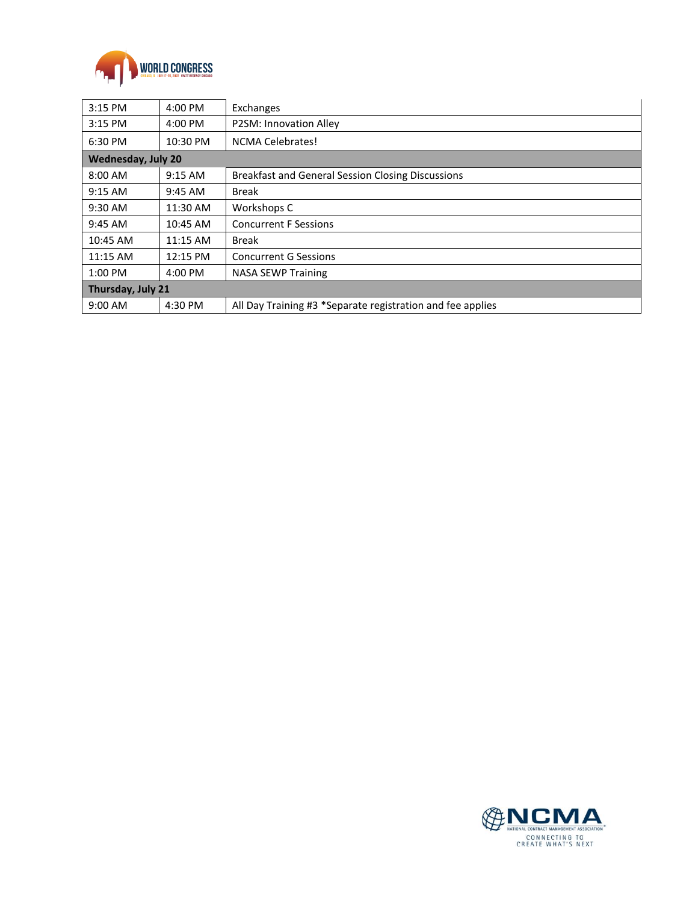| | | |
|---|---|---|
| 3:15 PM | 4:00 PM | Exchanges |
| 3:15 PM | 4:00 PM | P2SM: Innovation Alley |
| 6:30 PM | 10:30 PM | NCMA Celebrates! |
| **Wednesday, July 20** | | |
| 8:00 AM | 9:15 AM | Breakfast and General Session Closing Discussions |
| 9:15 AM | 9:45 AM | Break |
| 9:30 AM | 11:30 AM | Workshops C |
| 9:45 AM | 10:45 AM | Concurrent F Sessions |
| 10:45 AM | 11:15 AM | Break |
| 11:15 AM | 12:15 PM | Concurrent G Sessions |
| 1:00 PM | 4:00 PM | NASA SEWP Training |
| **Thursday, July 21** | | |
| 9:00 AM | 4:30 PM | All Day Training #3 *Separate registration and fee applies |